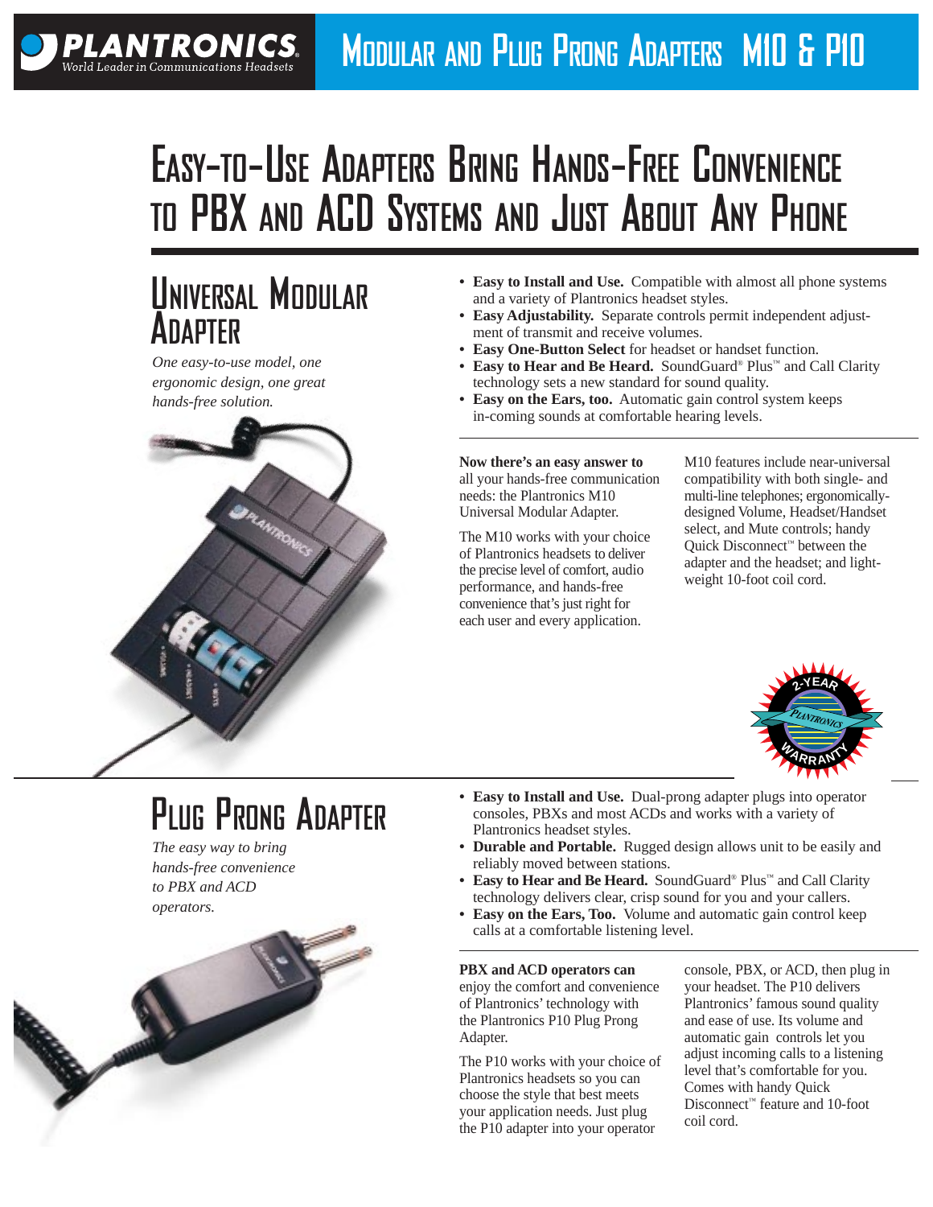# Modular and Plug Prong Adapters M10 & P10

# Easy-to-Use Adapters Bring Hands-Free Convenience to PBX and ACD Systems and Just About Any Phone

## Universal Modular Adapter

*One easy-to-use model, one ergonomic design, one great hands-free solution.*

- **Easy to Install and Use.** Compatible with almost all phone systems and a variety of Plantronics headset styles.
- **Easy Adjustability.** Separate controls permit independent adjustment of transmit and receive volumes.
- **Easy One-Button Select** for headset or handset function.
- **Easy to Hear and Be Heard.** SoundGuard® Plus™ and Call Clarity technology sets a new standard for sound quality.
- **Easy on the Ears, too.** Automatic gain control system keeps in-coming sounds at comfortable hearing levels.

**Now there's an easy answer to** all your hands-free communication needs: the Plantronics M10 Universal Modular Adapter.

The M10 works with your choice of Plantronics headsets to deliver the precise level of comfort, audio performance, and hands-free convenience that's just right for each user and every application.

M10 features include near-universal compatibility with both single- and multi-line telephones; ergonomically-designed Volume, Headset/Handset select, and Mute controls; handy Quick Disconnect™ between the adapter and the headset; and lightweight 10-foot coil cord.

2-YEAR PLANTRONICS WARRANTY

## Plug Prong Adapter

*The easy way to bring hands-free convenience to PBX and ACD operators.*

- **Easy to Install and Use.** Dual-prong adapter plugs into operator consoles, PBXs and most ACDs and works with a variety of Plantronics headset styles.
- **Durable and Portable.** Rugged design allows unit to be easily and reliably moved between stations.
- **Easy to Hear and Be Heard.** SoundGuard® Plus™ and Call Clarity technology delivers clear, crisp sound for you and your callers.
- **Easy on the Ears, Too.** Volume and automatic gain control keep calls at a comfortable listening level.

**PBX and ACD operators can** enjoy the comfort and convenience of Plantronics' technology with the Plantronics P10 Plug Prong Adapter.

The P10 works with your choice of Plantronics headsets so you can choose the style that best meets your application needs. Just plug the P10 adapter into your operator console, PBX, or ACD, then plug in your headset. The P10 delivers Plantronics' famous sound quality and ease of use. Its volume and automatic gain controls let you adjust incoming calls to a listening level that's comfortable for you. Comes with handy Quick Disconnect™ feature and 10-foot coil cord.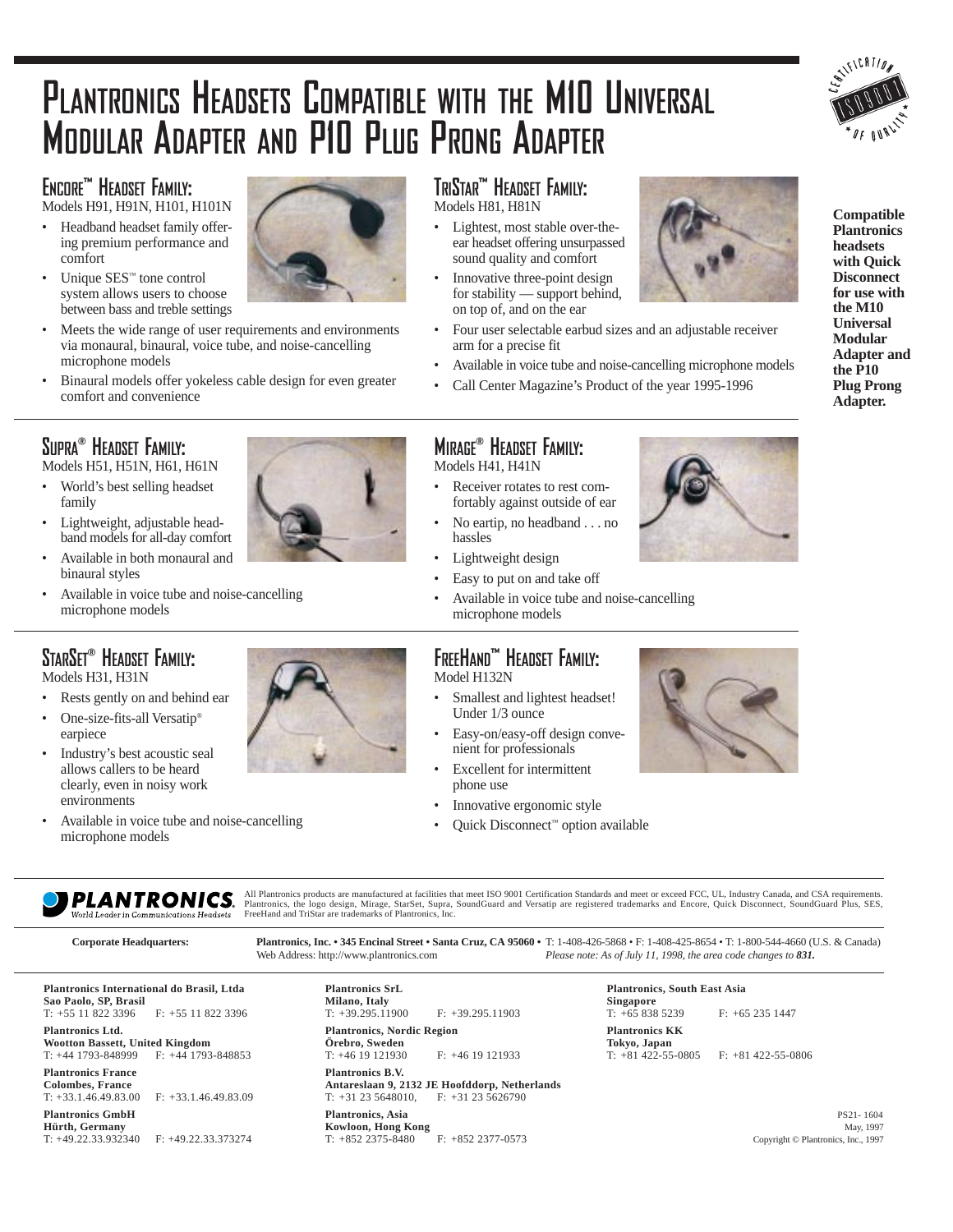# Plantronics Headsets Compatible with the M10 Universal Modular Adapter and P10 Plug Prong Adapter

**Compatible Plantronics headsets with Quick Disconnect for use with the M10 Universal Modular Adapter and the P10 Plug Prong Adapter.**

## Encore™ Headset Family:

Models H91, H91N, H101, H101N

- Headband headset family offering premium performance and comfort
- Unique SES™ tone control system allows users to choose between bass and treble settings
- Meets the wide range of user requirements and environments via monaural, binaural, voice tube, and noise-cancelling microphone models
- Binaural models offer yokeless cable design for even greater comfort and convenience

## Supra® Headset Family:

Models H51, H51N, H61, H61N

- World's best selling headset family
- Lightweight, adjustable headband models for all-day comfort
- Available in both monaural and binaural styles
- Available in voice tube and noise-cancelling microphone models

## StarSet® Headset Family:

Models H31, H31N

- Rests gently on and behind ear
- One-size-fits-all Versatip® earpiece
- Industry's best acoustic seal allows callers to be heard clearly, even in noisy work environments
- Available in voice tube and noise-cancelling microphone models

## TriStar™ Headset Family:

Models H81, H81N

- Lightest, most stable over-the-ear headset offering unsurpassed sound quality and comfort
- Innovative three-point design for stability — support behind, on top of, and on the ear
- Four user selectable earbud sizes and an adjustable receiver arm for a precise fit
- Available in voice tube and noise-cancelling microphone models
- Call Center Magazine's Product of the year 1995-1996

## Mirage® Headset Family:

Models H41, H41N

- Receiver rotates to rest comfortably against outside of ear
- No eartip, no headband . . . no hassles
- Lightweight design
- Easy to put on and take off
- Available in voice tube and noise-cancelling microphone models

## FreeHand™ Headset Family:

Model H132N

- Smallest and lightest headset! Under 1/3 ounce
- Easy-on/easy-off design convenient for professionals
- Excellent for intermittent phone use
- Innovative ergonomic style
- Quick Disconnect™ option available

**PLANTRONICS** World Leader in Communications Headsets

All Plantronics products are manufactured at facilities that meet ISO 9001 Certification Standards and meet or exceed FCC, UL, Industry Canada, and CSA requirements. Plantronics, the logo design, Mirage, StarSet, Supra, SoundGuard and Versatip are registered trademarks and Encore, Quick Disconnect, SoundGuard Plus, SES, FreeHand and TriStar are trademarks of Plantronics, Inc.

**Corporate Headquarters:** **Plantronics, Inc. • 345 Encinal Street • Santa Cruz, CA 95060 •** T: 1-408-426-5868 • F: 1-408-425-8654 • T: 1-800-544-4660 (U.S. & Canada)
Web Address: http://www.plantronics.com *Please note: As of July 11, 1998, the area code changes to **831.***

**Plantronics International do Brasil, Ltda**
**Sao Paolo, SP, Brasil**
T: +55 11 822 3396 F: +55 11 822 3396

**Plantronics Ltd.**
**Wootton Bassett, United Kingdom**
T: +44 1793-848999 F: +44 1793-848853

**Plantronics France**
**Colombes, France**
T: +33.1.46.49.83.00 F: +33.1.46.49.83.09

**Plantronics GmbH**
**Hürth, Germany**
T: +49.22.33.932340 F: +49.22.33.373274

**Plantronics SrL**
**Milano, Italy**
T: +39.295.11900 F: +39.295.11903

**Plantronics, Nordic Region**
**Örebro, Sweden**
T: +46 19 121930 F: +46 19 121933

**Plantronics B.V.**
**Antareslaan 9, 2132 JE Hoofddorp, Netherlands**
T: +31 23 5648010, F: +31 23 5626790

**Plantronics, Asia**
**Kowloon, Hong Kong**
T: +852 2375-8480 F: +852 2377-0573

**Plantronics, South East Asia**
**Singapore**
T: +65 838 5239 F: +65 235 1447

**Plantronics KK**
**Tokyo, Japan**
T: +81 422-55-0805 F: +81 422-55-0806

PS21- 1604
May, 1997
Copyright © Plantronics, Inc., 1997